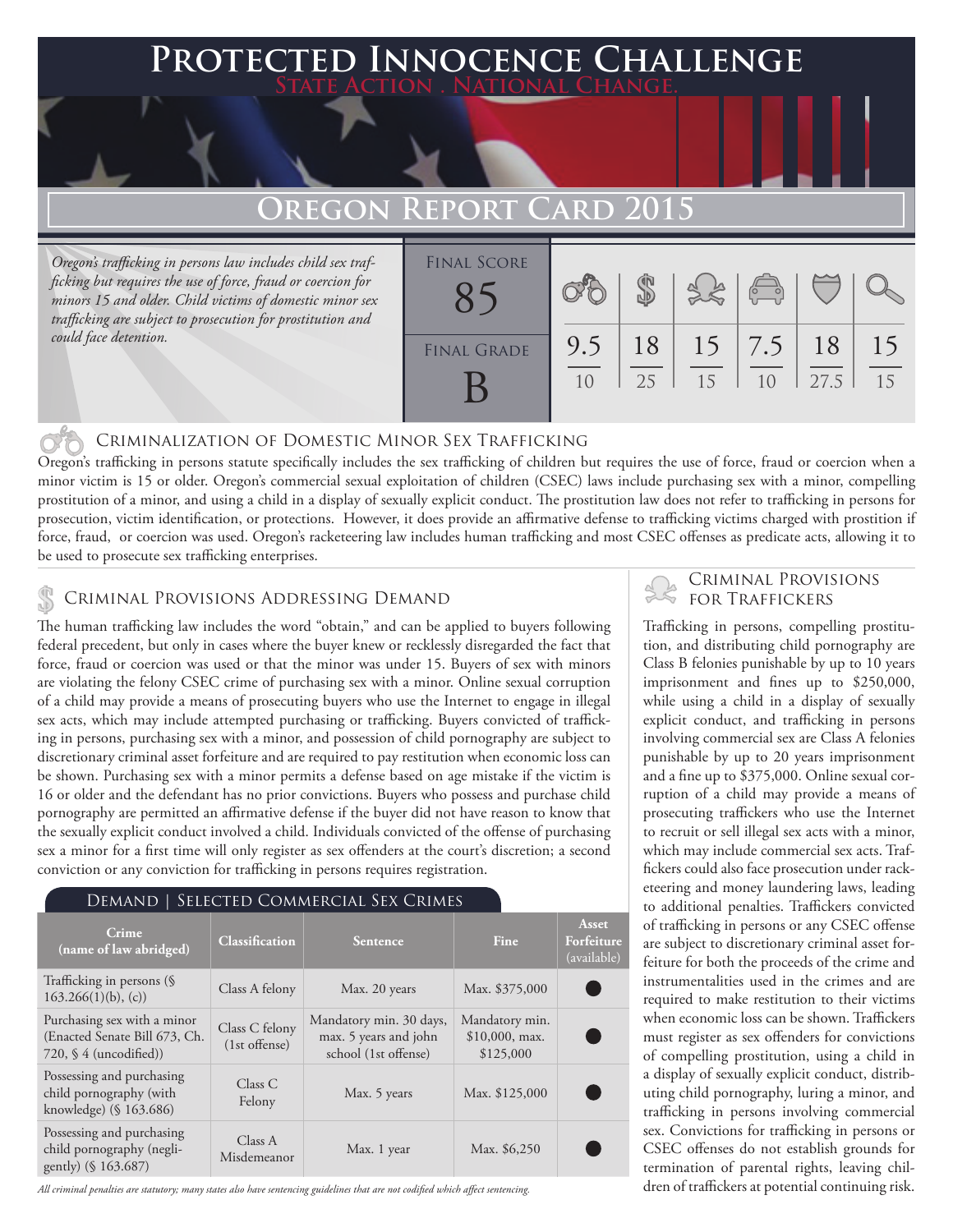# Protected Innocence Challenge

State Action . National Change.

## Oregon Report Card 2015

*Oregon's trafficking in persons law includes child sex trafficking but requires the use of force, fraud or coercion for minors 15 and older. Child victims of domestic minor sex trafficking are subject to prosecution for prostitution and could face detention.*

| Final Score | Final Grade |
|---|---|
| 85 | B |

| Criminalization | Demand | Traffickers | Facilitators | Protective Provisions | Criminal Justice Tools |
|---|---|---|---|---|---|
| 9.5 / 10 | 18 / 25 | 15 / 15 | 7.5 / 10 | 18 / 27.5 | 15 / 15 |

### Criminalization of Domestic Minor Sex Trafficking

Oregon's trafficking in persons statute specifically includes the sex trafficking of children but requires the use of force, fraud or coercion when a minor victim is 15 or older. Oregon's commercial sexual exploitation of children (CSEC) laws include purchasing sex with a minor, compelling prostitution of a minor, and using a child in a display of sexually explicit conduct. The prostitution law does not refer to trafficking in persons for prosecution, victim identification, or protections. However, it does provide an affirmative defense to trafficking victims charged with prostition if force, fraud, or coercion was used. Oregon's racketeering law includes human trafficking and most CSEC offenses as predicate acts, allowing it to be used to prosecute sex trafficking enterprises.

### Criminal Provisions Addressing Demand

The human trafficking law includes the word "obtain," and can be applied to buyers following federal precedent, but only in cases where the buyer knew or recklessly disregarded the fact that force, fraud or coercion was used or that the minor was under 15. Buyers of sex with minors are violating the felony CSEC crime of purchasing sex with a minor. Online sexual corruption of a child may provide a means of prosecuting buyers who use the Internet to engage in illegal sex acts, which may include attempted purchasing or trafficking. Buyers convicted of trafficking in persons, purchasing sex with a minor, and possession of child pornography are subject to discretionary criminal asset forfeiture and are required to pay restitution when economic loss can be shown. Purchasing sex with a minor permits a defense based on age mistake if the victim is 16 or older and the defendant has no prior convictions. Buyers who possess and purchase child pornography are permitted an affirmative defense if the buyer did not have reason to know that the sexually explicit conduct involved a child. Individuals convicted of the offense of purchasing sex a minor for a first time will only register as sex offenders at the court's discretion; a second conviction or any conviction for trafficking in persons requires registration.

#### Demand | Selected Commercial Sex Crimes

| Crime (name of law abridged) | Classification | Sentence | Fine | Asset Forfeiture (available) |
|---|---|---|---|---|
| Trafficking in persons (§ 163.266(1)(b), (c)) | Class A felony | Max. 20 years | Max. $375,000 | ● |
| Purchasing sex with a minor (Enacted Senate Bill 673, Ch. 720, § 4 (uncodified)) | Class C felony (1st offense) | Mandatory min. 30 days, max. 5 years and john school (1st offense) | Mandatory min. $10,000, max. $125,000 | ● |
| Possessing and purchasing child pornography (with knowledge) (§ 163.686) | Class C Felony | Max. 5 years | Max. $125,000 | ● |
| Possessing and purchasing child pornography (negligently) (§ 163.687) | Class A Misdemeanor | Max. 1 year | Max. $6,250 | ● |

*All criminal penalties are statutory; many states also have sentencing guidelines that are not codified which affect sentencing.*

### Criminal Provisions for Traffickers

Trafficking in persons, compelling prostitution, and distributing child pornography are Class B felonies punishable by up to 10 years imprisonment and fines up to $250,000, while using a child in a display of sexually explicit conduct, and trafficking in persons involving commercial sex are Class A felonies punishable by up to 20 years imprisonment and a fine up to $375,000. Online sexual corruption of a child may provide a means of prosecuting traffickers who use the Internet to recruit or sell illegal sex acts with a minor, which may include commercial sex acts. Traffickers could also face prosecution under racketeering and money laundering laws, leading to additional penalties. Traffickers convicted of trafficking in persons or any CSEC offense are subject to discretionary criminal asset forfeiture for both the proceeds of the crime and instrumentalities used in the crimes and are required to make restitution to their victims when economic loss can be shown. Traffickers must register as sex offenders for convictions of compelling prostitution, using a child in a display of sexually explicit conduct, distributing child pornography, luring a minor, and trafficking in persons involving commercial sex. Convictions for trafficking in persons or CSEC offenses do not establish grounds for termination of parental rights, leaving children of traffickers at potential continuing risk.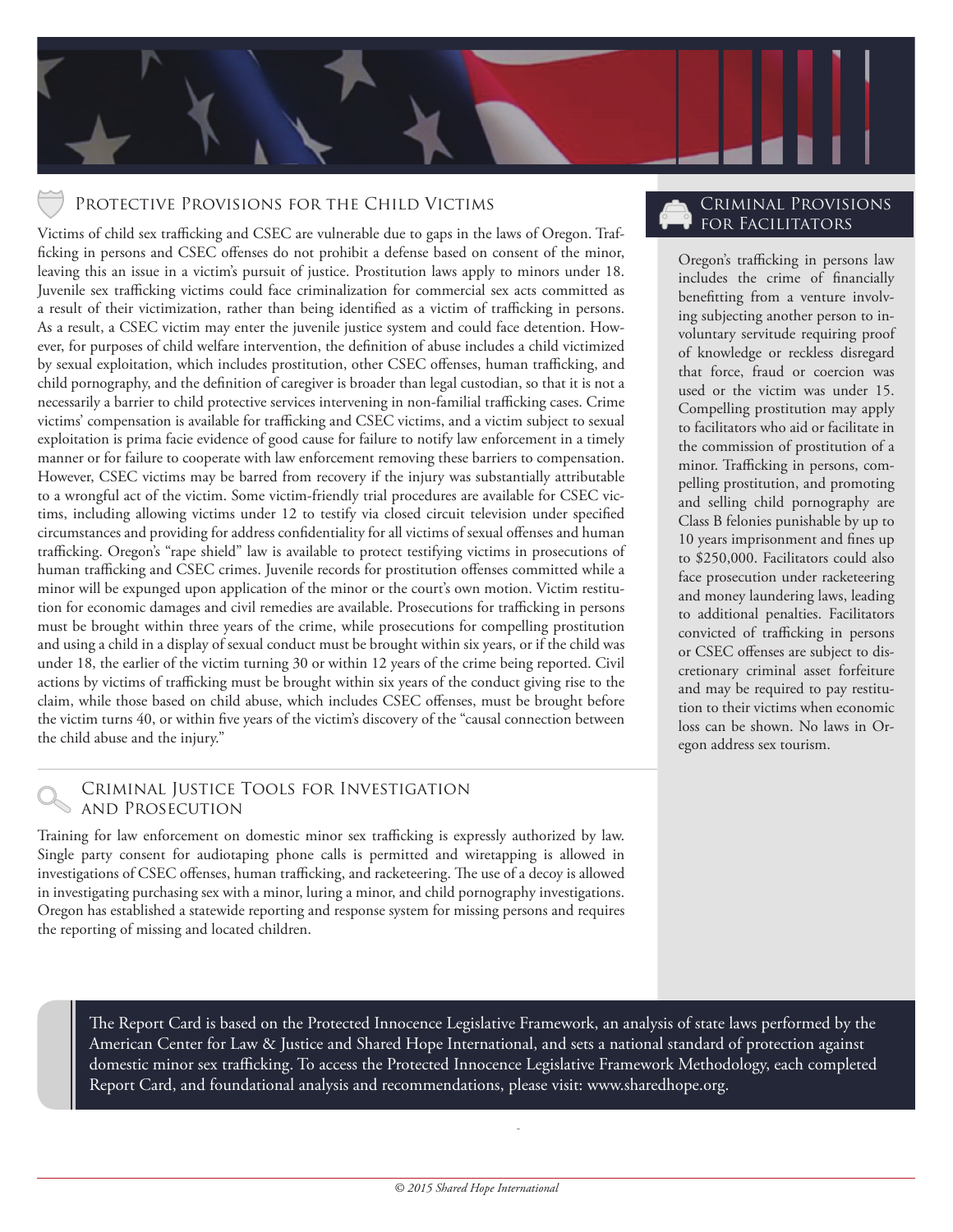## Protective Provisions for the Child Victims

Victims of child sex trafficking and CSEC are vulnerable due to gaps in the laws of Oregon. Trafficking in persons and CSEC offenses do not prohibit a defense based on consent of the minor, leaving this an issue in a victim's pursuit of justice. Prostitution laws apply to minors under 18. Juvenile sex trafficking victims could face criminalization for commercial sex acts committed as a result of their victimization, rather than being identified as a victim of trafficking in persons. As a result, a CSEC victim may enter the juvenile justice system and could face detention. However, for purposes of child welfare intervention, the definition of abuse includes a child victimized by sexual exploitation, which includes prostitution, other CSEC offenses, human trafficking, and child pornography, and the definition of caregiver is broader than legal custodian, so that it is not a necessarily a barrier to child protective services intervening in non-familial trafficking cases. Crime victims' compensation is available for trafficking and CSEC victims, and a victim subject to sexual exploitation is prima facie evidence of good cause for failure to notify law enforcement in a timely manner or for failure to cooperate with law enforcement removing these barriers to compensation. However, CSEC victims may be barred from recovery if the injury was substantially attributable to a wrongful act of the victim. Some victim-friendly trial procedures are available for CSEC victims, including allowing victims under 12 to testify via closed circuit television under specified circumstances and providing for address confidentiality for all victims of sexual offenses and human trafficking. Oregon's "rape shield" law is available to protect testifying victims in prosecutions of human trafficking and CSEC crimes. Juvenile records for prostitution offenses committed while a minor will be expunged upon application of the minor or the court's own motion. Victim restitution for economic damages and civil remedies are available. Prosecutions for trafficking in persons must be brought within three years of the crime, while prosecutions for compelling prostitution and using a child in a display of sexual conduct must be brought within six years, or if the child was under 18, the earlier of the victim turning 30 or within 12 years of the crime being reported. Civil actions by victims of trafficking must be brought within six years of the conduct giving rise to the claim, while those based on child abuse, which includes CSEC offenses, must be brought before the victim turns 40, or within five years of the victim's discovery of the "causal connection between the child abuse and the injury."

## Criminal Justice Tools for Investigation and Prosecution

Training for law enforcement on domestic minor sex trafficking is expressly authorized by law. Single party consent for audiotaping phone calls is permitted and wiretapping is allowed in investigations of CSEC offenses, human trafficking, and racketeering. The use of a decoy is allowed in investigating purchasing sex with a minor, luring a minor, and child pornography investigations. Oregon has established a statewide reporting and response system for missing persons and requires the reporting of missing and located children.

## Criminal Provisions for Facilitators

Oregon's trafficking in persons law includes the crime of financially benefitting from a venture involving subjecting another person to involuntary servitude requiring proof of knowledge or reckless disregard that force, fraud or coercion was used or the victim was under 15. Compelling prostitution may apply to facilitators who aid or facilitate in the commission of prostitution of a minor. Trafficking in persons, compelling prostitution, and promoting and selling child pornography are Class B felonies punishable by up to 10 years imprisonment and fines up to $250,000. Facilitators could also face prosecution under racketeering and money laundering laws, leading to additional penalties. Facilitators convicted of trafficking in persons or CSEC offenses are subject to discretionary criminal asset forfeiture and may be required to pay restitution to their victims when economic loss can be shown. No laws in Oregon address sex tourism.

The Report Card is based on the Protected Innocence Legislative Framework, an analysis of state laws performed by the American Center for Law & Justice and Shared Hope International, and sets a national standard of protection against domestic minor sex trafficking. To access the Protected Innocence Legislative Framework Methodology, each completed Report Card, and foundational analysis and recommendations, please visit: www.sharedhope.org.

*© 2015 Shared Hope International*